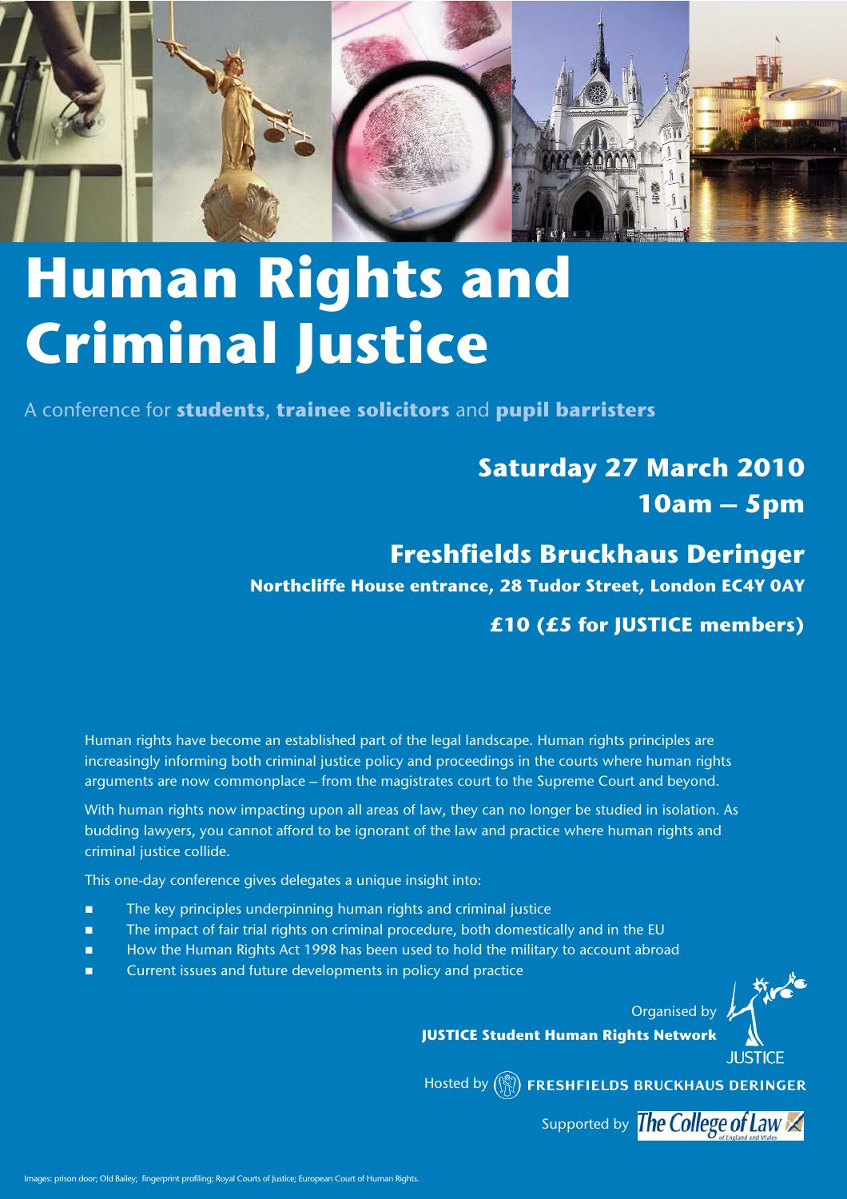# Human Rights and Criminal Justice

A conference for **students**, **trainee solicitors** and **pupil barristers**

## Saturday 27 March 2010
## 10am – 5pm

## Freshfields Bruckhaus Deringer

**Northcliffe House entrance, 28 Tudor Street, London EC4Y 0AY**

**£10 (£5 for JUSTICE members)**

Human rights have become an established part of the legal landscape. Human rights principles are increasingly informing both criminal justice policy and proceedings in the courts where human rights arguments are now commonplace – from the magistrates court to the Supreme Court and beyond.

With human rights now impacting upon all areas of law, they can no longer be studied in isolation. As budding lawyers, you cannot afford to be ignorant of the law and practice where human rights and criminal justice collide.

This one-day conference gives delegates a unique insight into:

- The key principles underpinning human rights and criminal justice
- The impact of fair trial rights on criminal procedure, both domestically and in the EU
- How the Human Rights Act 1998 has been used to hold the military to account abroad
- Current issues and future developments in policy and practice

Organised by **JUSTICE Student Human Rights Network**

JUSTICE

Hosted by **FRESHFIELDS BRUCKHAUS DERINGER**

Supported by The College of Law of England and Wales

Images: prison door; Old Bailey; fingerprint profiling; Royal Courts of Justice; European Court of Human Rights.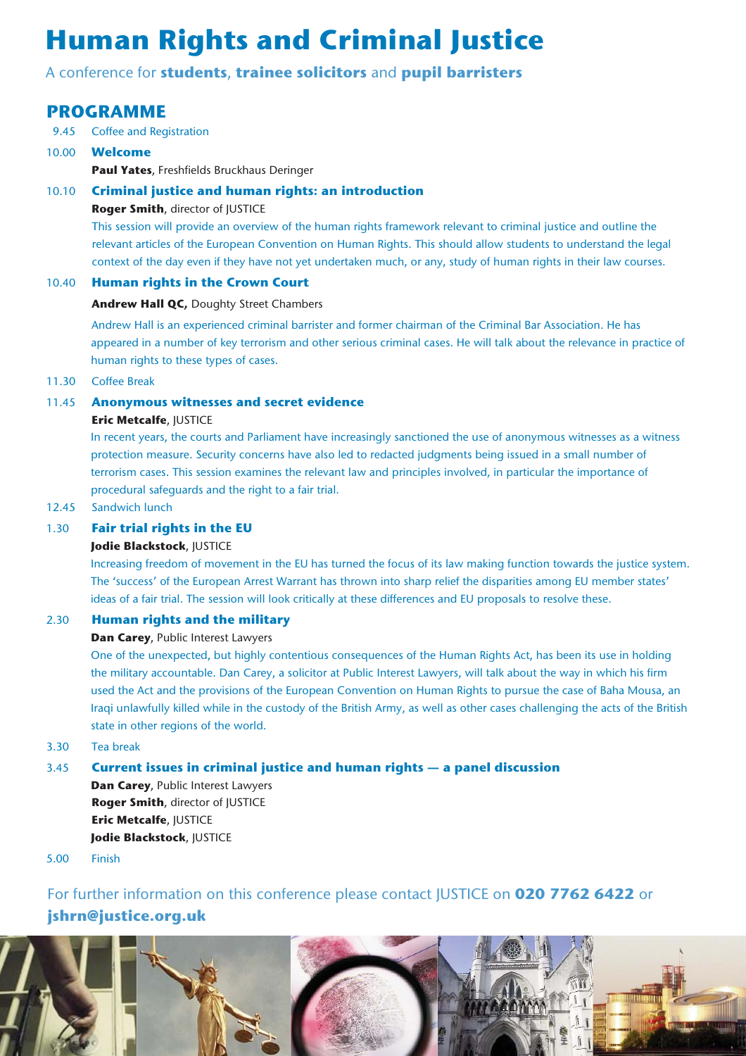# Human Rights and Criminal Justice

A conference for **students**, **trainee solicitors** and **pupil barristers**

## PROGRAMME

9.45 Coffee and Registration

10.00 **Welcome**

**Paul Yates**, Freshfields Bruckhaus Deringer

10.10 **Criminal justice and human rights: an introduction**

**Roger Smith**, director of JUSTICE

This session will provide an overview of the human rights framework relevant to criminal justice and outline the relevant articles of the European Convention on Human Rights. This should allow students to understand the legal context of the day even if they have not yet undertaken much, or any, study of human rights in their law courses.

10.40 **Human rights in the Crown Court**

**Andrew Hall QC,** Doughty Street Chambers

Andrew Hall is an experienced criminal barrister and former chairman of the Criminal Bar Association. He has appeared in a number of key terrorism and other serious criminal cases. He will talk about the relevance in practice of human rights to these types of cases.

11.30 Coffee Break

11.45 **Anonymous witnesses and secret evidence**

**Eric Metcalfe**, JUSTICE

In recent years, the courts and Parliament have increasingly sanctioned the use of anonymous witnesses as a witness protection measure. Security concerns have also led to redacted judgments being issued in a small number of terrorism cases. This session examines the relevant law and principles involved, in particular the importance of procedural safeguards and the right to a fair trial.

12.45 Sandwich lunch

1.30 **Fair trial rights in the EU**

**Jodie Blackstock**, JUSTICE

Increasing freedom of movement in the EU has turned the focus of its law making function towards the justice system. The 'success' of the European Arrest Warrant has thrown into sharp relief the disparities among EU member states' ideas of a fair trial. The session will look critically at these differences and EU proposals to resolve these.

2.30 **Human rights and the military**

**Dan Carey**, Public Interest Lawyers

One of the unexpected, but highly contentious consequences of the Human Rights Act, has been its use in holding the military accountable. Dan Carey, a solicitor at Public Interest Lawyers, will talk about the way in which his firm used the Act and the provisions of the European Convention on Human Rights to pursue the case of Baha Mousa, an Iraqi unlawfully killed while in the custody of the British Army, as well as other cases challenging the acts of the British state in other regions of the world.

3.30 Tea break

3.45 **Current issues in criminal justice and human rights — a panel discussion**

**Dan Carey**, Public Interest Lawyers
**Roger Smith**, director of JUSTICE
**Eric Metcalfe**, JUSTICE
**Jodie Blackstock**, JUSTICE

5.00 Finish

For further information on this conference please contact JUSTICE on **020 7762 6422** or **jshrn@justice.org.uk**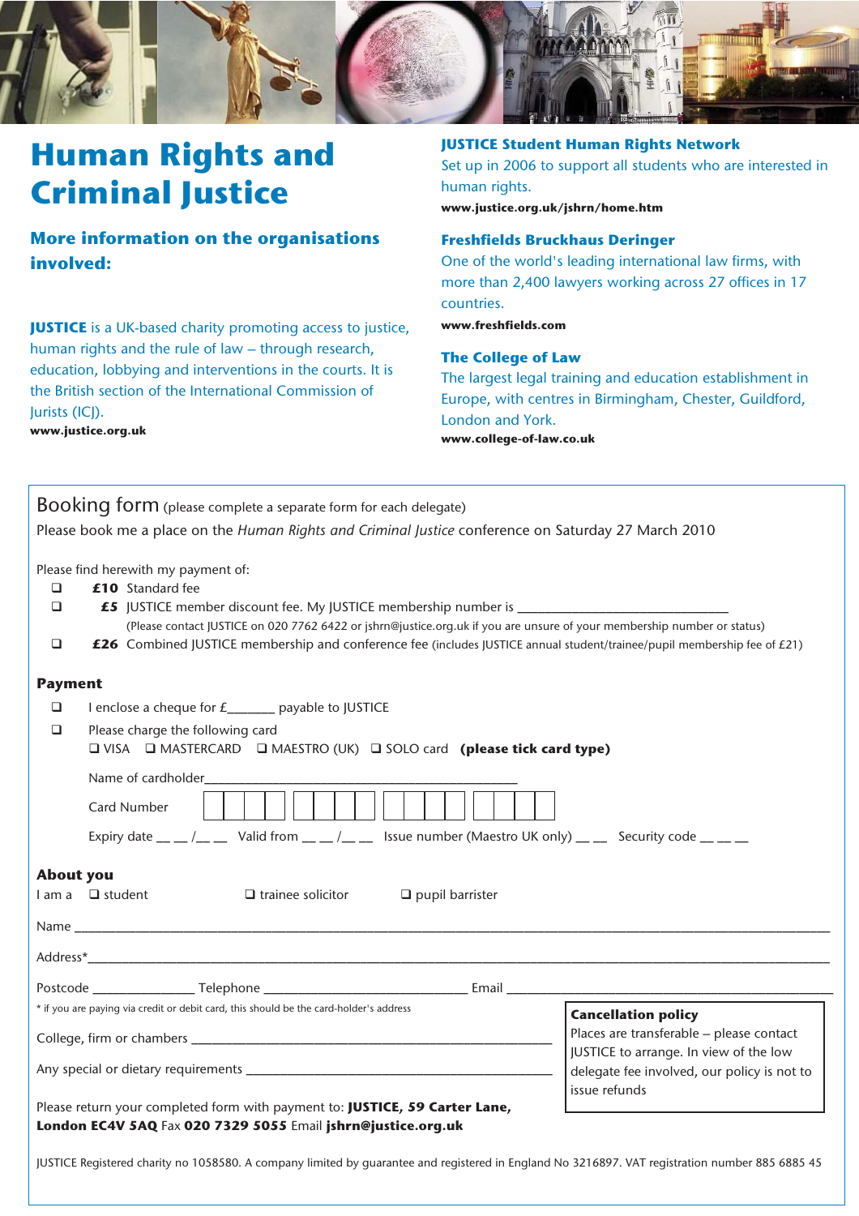# Human Rights and Criminal Justice

## More information on the organisations involved:

**JUSTICE** is a UK-based charity promoting access to justice, human rights and the rule of law – through research, education, lobbying and interventions in the courts. It is the British section of the International Commission of Jurists (ICJ).
**www.justice.org.uk**

**JUSTICE Student Human Rights Network**
Set up in 2006 to support all students who are interested in human rights.
**www.justice.org.uk/jshrn/home.htm**

**Freshfields Bruckhaus Deringer**
One of the world's leading international law firms, with more than 2,400 lawyers working across 27 offices in 17 countries.
**www.freshfields.com**

**The College of Law**
The largest legal training and education establishment in Europe, with centres in Birmingham, Chester, Guildford, London and York.
**www.college-of-law.co.uk**

## Booking form (please complete a separate form for each delegate)

Please book me a place on the *Human Rights and Criminal Justice* conference on Saturday 27 March 2010

Please find herewith my payment of:

- ❑ **£10** Standard fee
- ❑ **£5** JUSTICE member discount fee. My JUSTICE membership number is ______________________________
  (Please contact JUSTICE on 020 7762 6422 or jshrn@justice.org.uk if you are unsure of your membership number or status)
- ❑ **£26** Combined JUSTICE membership and conference fee (includes JUSTICE annual student/trainee/pupil membership fee of £21)

**Payment**

- ❑ I enclose a cheque for £_______ payable to JUSTICE
- ❑ Please charge the following card
  ❑ VISA ❑ MASTERCARD ❑ MAESTRO (UK) ❑ SOLO card **(please tick card type)**

Name of cardholder______________________________________________

Card Number ❑❑❑❑ ❑❑❑❑ ❑❑❑❑ ❑❑❑❑

Expiry date __ __ /__ __ Valid from __ __ /__ __ Issue number (Maestro UK only) __ __ Security code __ __ __

**About you**

I am a ❑ student ❑ trainee solicitor ❑ pupil barrister

Name ______________________________________________________________________________

Address*____________________________________________________________________________

Postcode _______________ Telephone ______________________________ Email __________________________________________

\* if you are paying via credit or debit card, this should be the card-holder's address

College, firm or chambers ____________________________________________________

Any special or dietary requirements ____________________________________________

Please return your completed form with payment to: **JUSTICE, 59 Carter Lane, London EC4V 5AQ** Fax **020 7329 5055** Email **jshrn@justice.org.uk**

**Cancellation policy**
Places are transferable – please contact JUSTICE to arrange. In view of the low delegate fee involved, our policy is not to issue refunds

JUSTICE Registered charity no 1058580. A company limited by guarantee and registered in England No 3216897. VAT registration number 885 6885 45